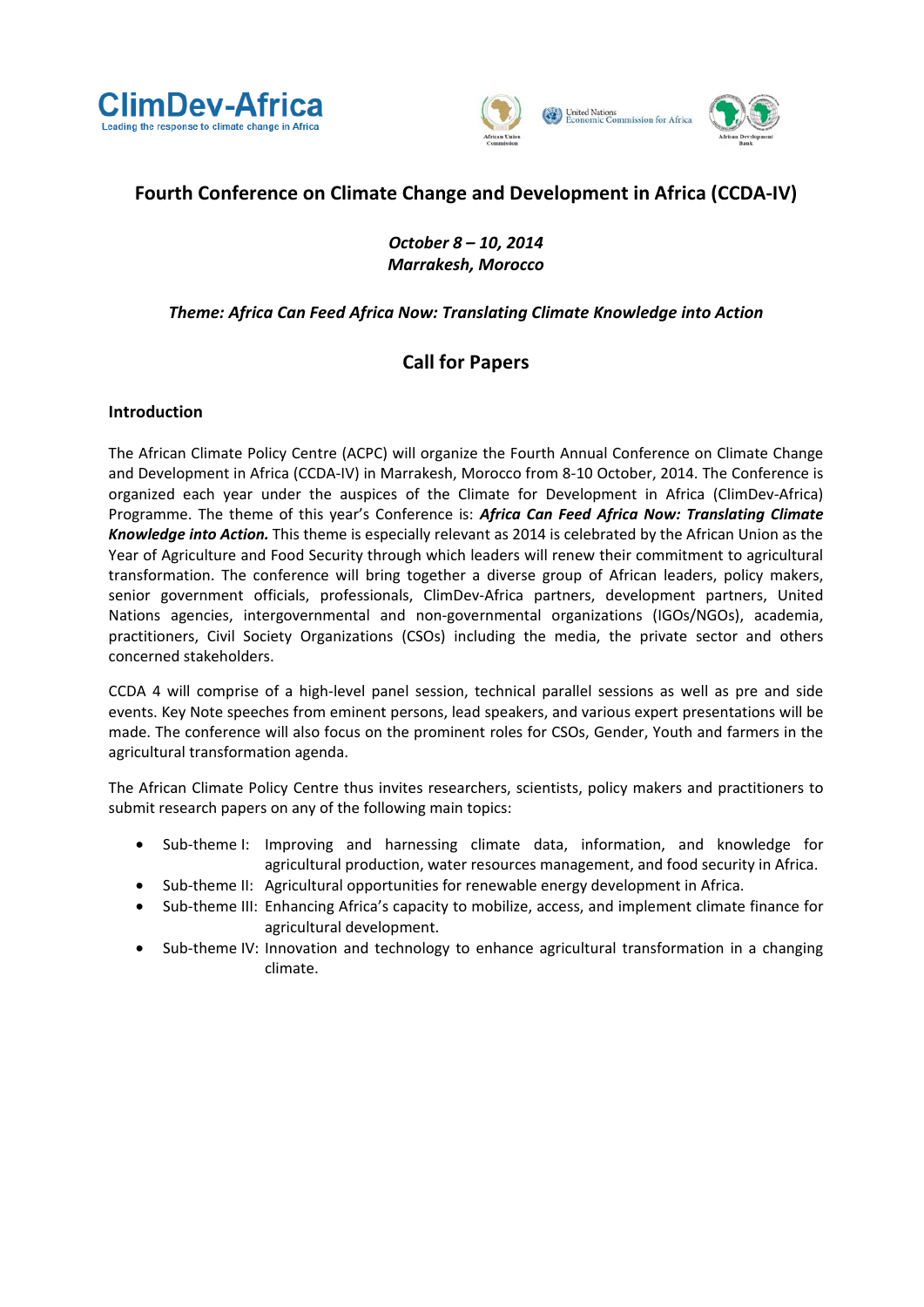ClimDev-Africa
Leading the response to climate change in Africa

African Union Commission | United Nations Economic Commission for Africa | African Development Bank

# Fourth Conference on Climate Change and Development in Africa (CCDA-IV)

*October 8 – 10, 2014*
*Marrakesh, Morocco*

*Theme: Africa Can Feed Africa Now: Translating Climate Knowledge into Action*

## Call for Papers

### Introduction

The African Climate Policy Centre (ACPC) will organize the Fourth Annual Conference on Climate Change and Development in Africa (CCDA-IV) in Marrakesh, Morocco from 8-10 October, 2014. The Conference is organized each year under the auspices of the Climate for Development in Africa (ClimDev-Africa) Programme. The theme of this year's Conference is: ***Africa Can Feed Africa Now: Translating Climate Knowledge into Action.*** This theme is especially relevant as 2014 is celebrated by the African Union as the Year of Agriculture and Food Security through which leaders will renew their commitment to agricultural transformation. The conference will bring together a diverse group of African leaders, policy makers, senior government officials, professionals, ClimDev-Africa partners, development partners, United Nations agencies, intergovernmental and non-governmental organizations (IGOs/NGOs), academia, practitioners, Civil Society Organizations (CSOs) including the media, the private sector and others concerned stakeholders.

CCDA 4 will comprise of a high-level panel session, technical parallel sessions as well as pre and side events. Key Note speeches from eminent persons, lead speakers, and various expert presentations will be made. The conference will also focus on the prominent roles for CSOs, Gender, Youth and farmers in the agricultural transformation agenda.

The African Climate Policy Centre thus invites researchers, scientists, policy makers and practitioners to submit research papers on any of the following main topics:

- Sub-theme I: Improving and harnessing climate data, information, and knowledge for agricultural production, water resources management, and food security in Africa.
- Sub-theme II: Agricultural opportunities for renewable energy development in Africa.
- Sub-theme III: Enhancing Africa's capacity to mobilize, access, and implement climate finance for agricultural development.
- Sub-theme IV: Innovation and technology to enhance agricultural transformation in a changing climate.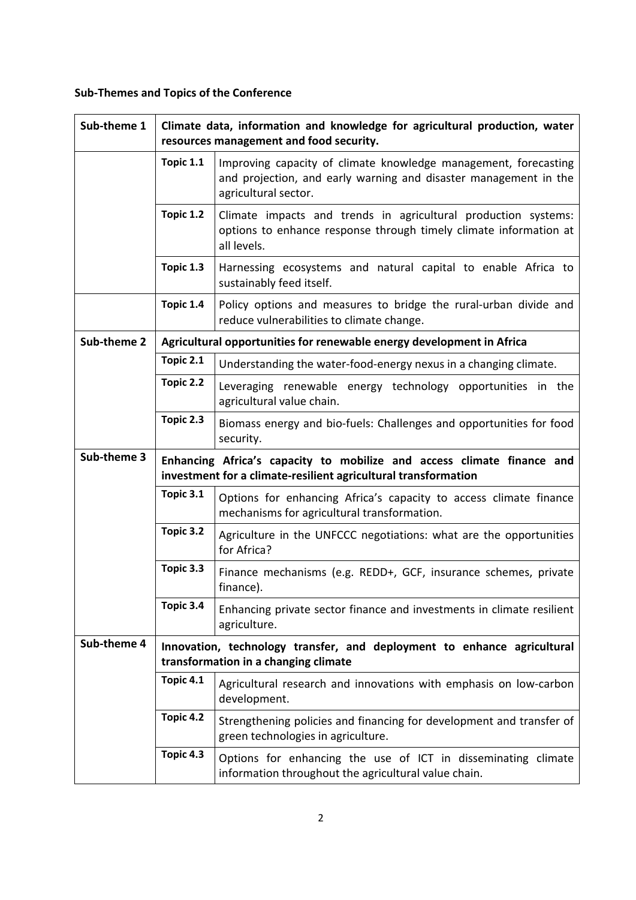**Sub-Themes and Topics of the Conference**

| Sub-theme 1 | **Climate data, information and knowledge for agricultural production, water resources management and food security.** | |
|---|---|---|
| | **Topic 1.1** | Improving capacity of climate knowledge management, forecasting and projection, and early warning and disaster management in the agricultural sector. |
| | **Topic 1.2** | Climate impacts and trends in agricultural production systems: options to enhance response through timely climate information at all levels. |
| | **Topic 1.3** | Harnessing ecosystems and natural capital to enable Africa to sustainably feed itself. |
| | **Topic 1.4** | Policy options and measures to bridge the rural-urban divide and reduce vulnerabilities to climate change. |
| **Sub-theme 2** | **Agricultural opportunities for renewable energy development in Africa** | |
| | **Topic 2.1** | Understanding the water-food-energy nexus in a changing climate. |
| | **Topic 2.2** | Leveraging renewable energy technology opportunities in the agricultural value chain. |
| | **Topic 2.3** | Biomass energy and bio-fuels: Challenges and opportunities for food security. |
| **Sub-theme 3** | **Enhancing Africa's capacity to mobilize and access climate finance and investment for a climate-resilient agricultural transformation** | |
| | **Topic 3.1** | Options for enhancing Africa's capacity to access climate finance mechanisms for agricultural transformation. |
| | **Topic 3.2** | Agriculture in the UNFCCC negotiations: what are the opportunities for Africa? |
| | **Topic 3.3** | Finance mechanisms (e.g. REDD+, GCF, insurance schemes, private finance). |
| | **Topic 3.4** | Enhancing private sector finance and investments in climate resilient agriculture. |
| **Sub-theme 4** | **Innovation, technology transfer, and deployment to enhance agricultural transformation in a changing climate** | |
| | **Topic 4.1** | Agricultural research and innovations with emphasis on low-carbon development. |
| | **Topic 4.2** | Strengthening policies and financing for development and transfer of green technologies in agriculture. |
| | **Topic 4.3** | Options for enhancing the use of ICT in disseminating climate information throughout the agricultural value chain. |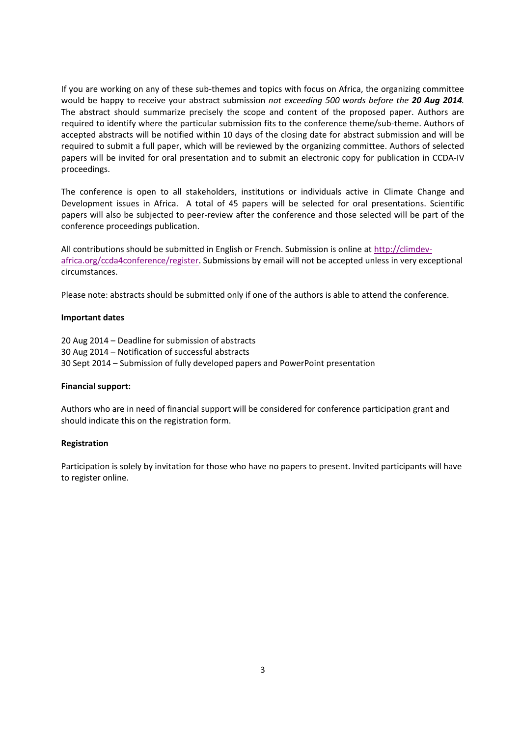If you are working on any of these sub-themes and topics with focus on Africa, the organizing committee would be happy to receive your abstract submission *not exceeding 500 words before the **20 Aug 2014**.* The abstract should summarize precisely the scope and content of the proposed paper. Authors are required to identify where the particular submission fits to the conference theme/sub-theme. Authors of accepted abstracts will be notified within 10 days of the closing date for abstract submission and will be required to submit a full paper, which will be reviewed by the organizing committee. Authors of selected papers will be invited for oral presentation and to submit an electronic copy for publication in CCDA-IV proceedings.

The conference is open to all stakeholders, institutions or individuals active in Climate Change and Development issues in Africa. A total of 45 papers will be selected for oral presentations. Scientific papers will also be subjected to peer-review after the conference and those selected will be part of the conference proceedings publication.

All contributions should be submitted in English or French. Submission is online at [http://climdev-africa.org/ccda4conference/register](http://climdev-africa.org/ccda4conference/register). Submissions by email will not be accepted unless in very exceptional circumstances.

Please note: abstracts should be submitted only if one of the authors is able to attend the conference.

**Important dates**

20 Aug 2014 – Deadline for submission of abstracts
30 Aug 2014 – Notification of successful abstracts
30 Sept 2014 – Submission of fully developed papers and PowerPoint presentation

**Financial support:**

Authors who are in need of financial support will be considered for conference participation grant and should indicate this on the registration form.

**Registration**

Participation is solely by invitation for those who have no papers to present. Invited participants will have to register online.